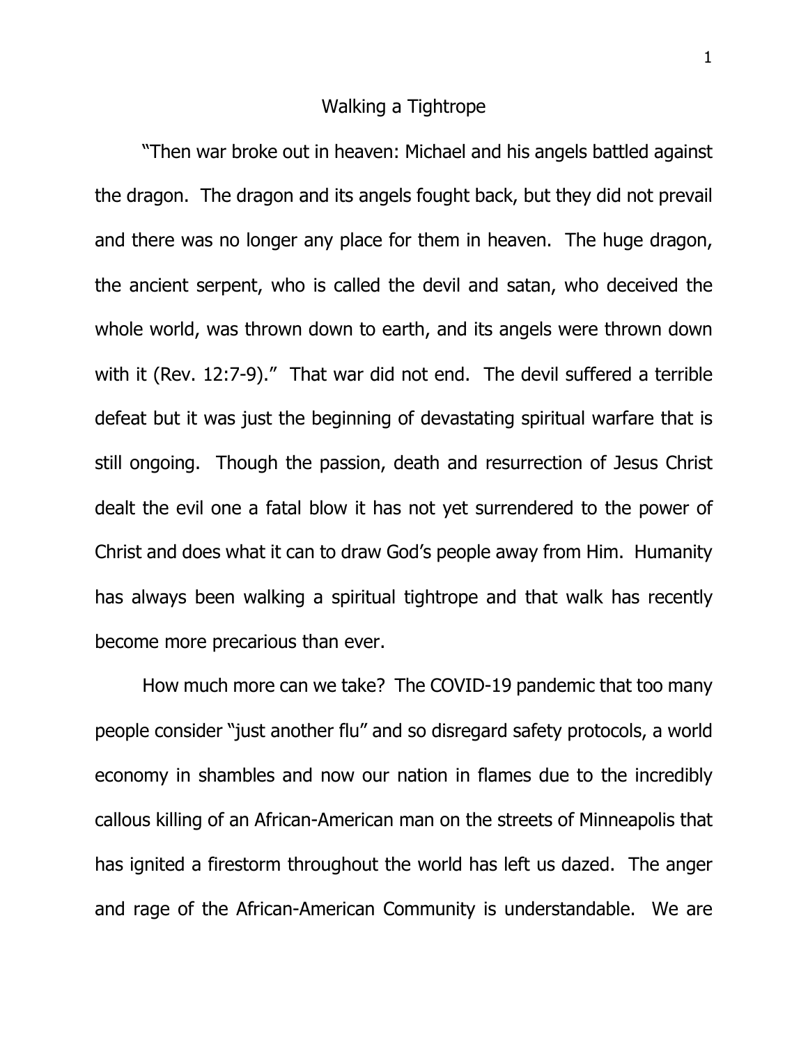# Walking a Tightrope

"Then war broke out in heaven: Michael and his angels battled against the dragon. The dragon and its angels fought back, but they did not prevail and there was no longer any place for them in heaven. The huge dragon, the ancient serpent, who is called the devil and satan, who deceived the whole world, was thrown down to earth, and its angels were thrown down with it (Rev. 12:7-9)." That war did not end. The devil suffered a terrible defeat but it was just the beginning of devastating spiritual warfare that is still ongoing. Though the passion, death and resurrection of Jesus Christ dealt the evil one a fatal blow it has not yet surrendered to the power of Christ and does what it can to draw God's people away from Him. Humanity has always been walking a spiritual tightrope and that walk has recently become more precarious than ever.

How much more can we take? The COVID-19 pandemic that too many people consider "just another flu" and so disregard safety protocols, a world economy in shambles and now our nation in flames due to the incredibly callous killing of an African-American man on the streets of Minneapolis that has ignited a firestorm throughout the world has left us dazed. The anger and rage of the African-American Community is understandable. We are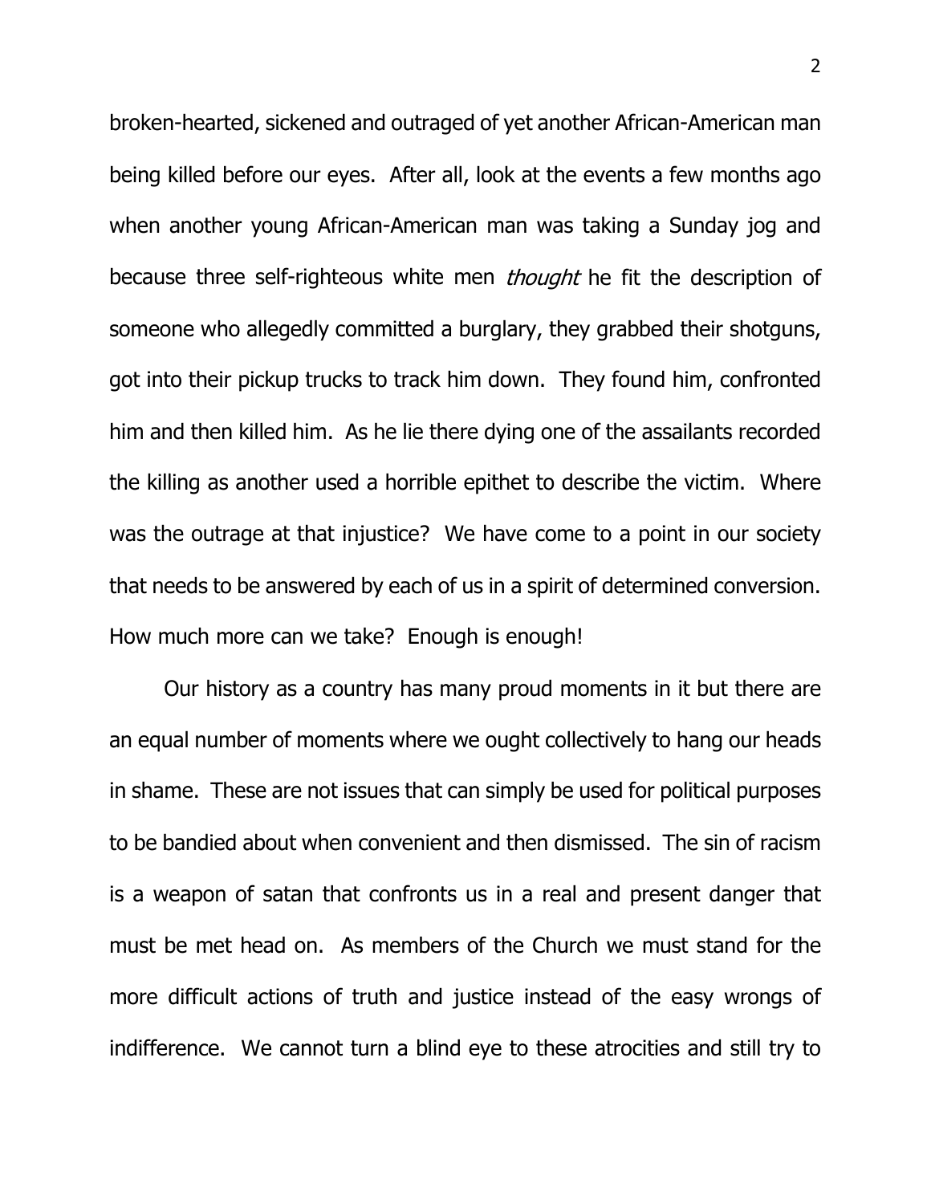broken-hearted, sickened and outraged of yet another African-American man being killed before our eyes. After all, look at the events a few months ago when another young African-American man was taking a Sunday jog and because three self-righteous white men *thought* he fit the description of someone who allegedly committed a burglary, they grabbed their shotguns, got into their pickup trucks to track him down. They found him, confronted him and then killed him. As he lie there dying one of the assailants recorded the killing as another used a horrible epithet to describe the victim. Where was the outrage at that injustice? We have come to a point in our society that needs to be answered by each of us in a spirit of determined conversion. How much more can we take? Enough is enough!

Our history as a country has many proud moments in it but there are an equal number of moments where we ought collectively to hang our heads in shame. These are not issues that can simply be used for political purposes to be bandied about when convenient and then dismissed. The sin of racism is a weapon of satan that confronts us in a real and present danger that must be met head on. As members of the Church we must stand for the more difficult actions of truth and justice instead of the easy wrongs of indifference. We cannot turn a blind eye to these atrocities and still try to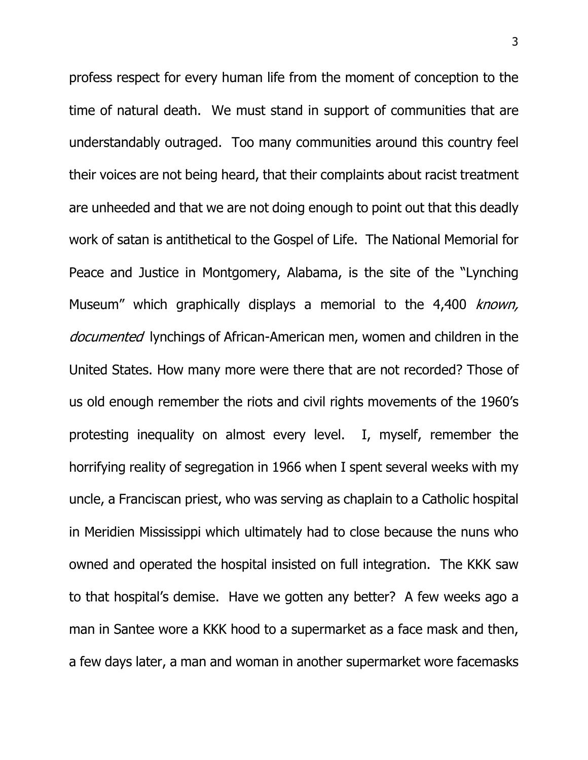profess respect for every human life from the moment of conception to the time of natural death. We must stand in support of communities that are understandably outraged. Too many communities around this country feel their voices are not being heard, that their complaints about racist treatment are unheeded and that we are not doing enough to point out that this deadly work of satan is antithetical to the Gospel of Life. The National Memorial for Peace and Justice in Montgomery, Alabama, is the site of the "Lynching Museum" which graphically displays a memorial to the 4,400 *known, documented* lynchings of African-American men, women and children in the United States. How many more were there that are not recorded? Those of us old enough remember the riots and civil rights movements of the 1960's protesting inequality on almost every level. I, myself, remember the horrifying reality of segregation in 1966 when I spent several weeks with my uncle, a Franciscan priest, who was serving as chaplain to a Catholic hospital in Meridien Mississippi which ultimately had to close because the nuns who owned and operated the hospital insisted on full integration. The KKK saw to that hospital's demise. Have we gotten any better? A few weeks ago a man in Santee wore a KKK hood to a supermarket as a face mask and then, a few days later, a man and woman in another supermarket wore facemasks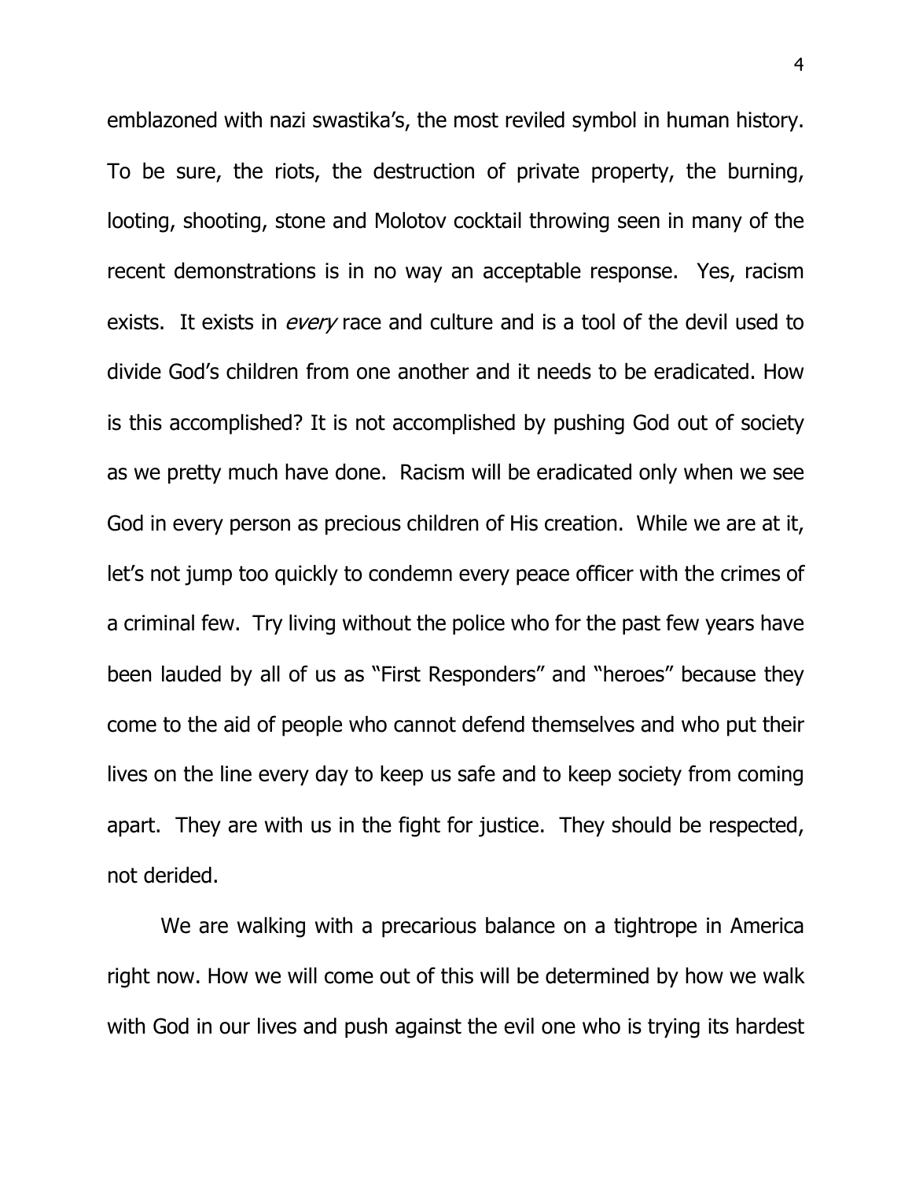emblazoned with nazi swastika's, the most reviled symbol in human history. To be sure, the riots, the destruction of private property, the burning, looting, shooting, stone and Molotov cocktail throwing seen in many of the recent demonstrations is in no way an acceptable response. Yes, racism exists. It exists in *every* race and culture and is a tool of the devil used to divide God's children from one another and it needs to be eradicated. How is this accomplished? It is not accomplished by pushing God out of society as we pretty much have done. Racism will be eradicated only when we see God in every person as precious children of His creation. While we are at it, let's not jump too quickly to condemn every peace officer with the crimes of a criminal few. Try living without the police who for the past few years have been lauded by all of us as "First Responders" and "heroes" because they come to the aid of people who cannot defend themselves and who put their lives on the line every day to keep us safe and to keep society from coming apart. They are with us in the fight for justice. They should be respected, not derided.

We are walking with a precarious balance on a tightrope in America right now. How we will come out of this will be determined by how we walk with God in our lives and push against the evil one who is trying its hardest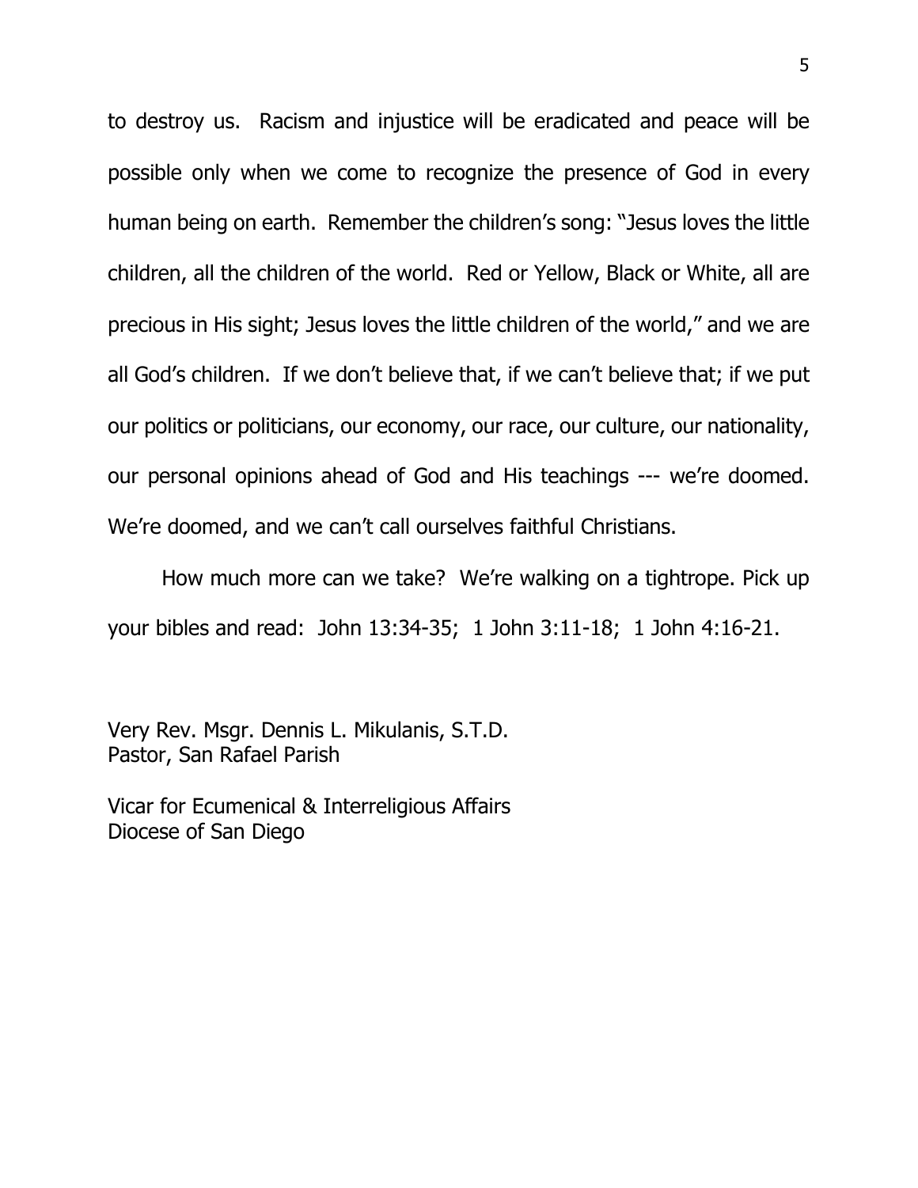to destroy us. Racism and injustice will be eradicated and peace will be possible only when we come to recognize the presence of God in every human being on earth. Remember the children's song: "Jesus loves the little children, all the children of the world. Red or Yellow, Black or White, all are precious in His sight; Jesus loves the little children of the world," and we are all God's children. If we don't believe that, if we can't believe that; if we put our politics or politicians, our economy, our race, our culture, our nationality, our personal opinions ahead of God and His teachings --- we're doomed. We're doomed, and we can't call ourselves faithful Christians.

How much more can we take? We're walking on a tightrope. Pick up your bibles and read: John 13:34-35; 1 John 3:11-18; 1 John 4:16-21.

Very Rev. Msgr. Dennis L. Mikulanis, S.T.D.
Pastor, San Rafael Parish

Vicar for Ecumenical & Interreligious Affairs
Diocese of San Diego